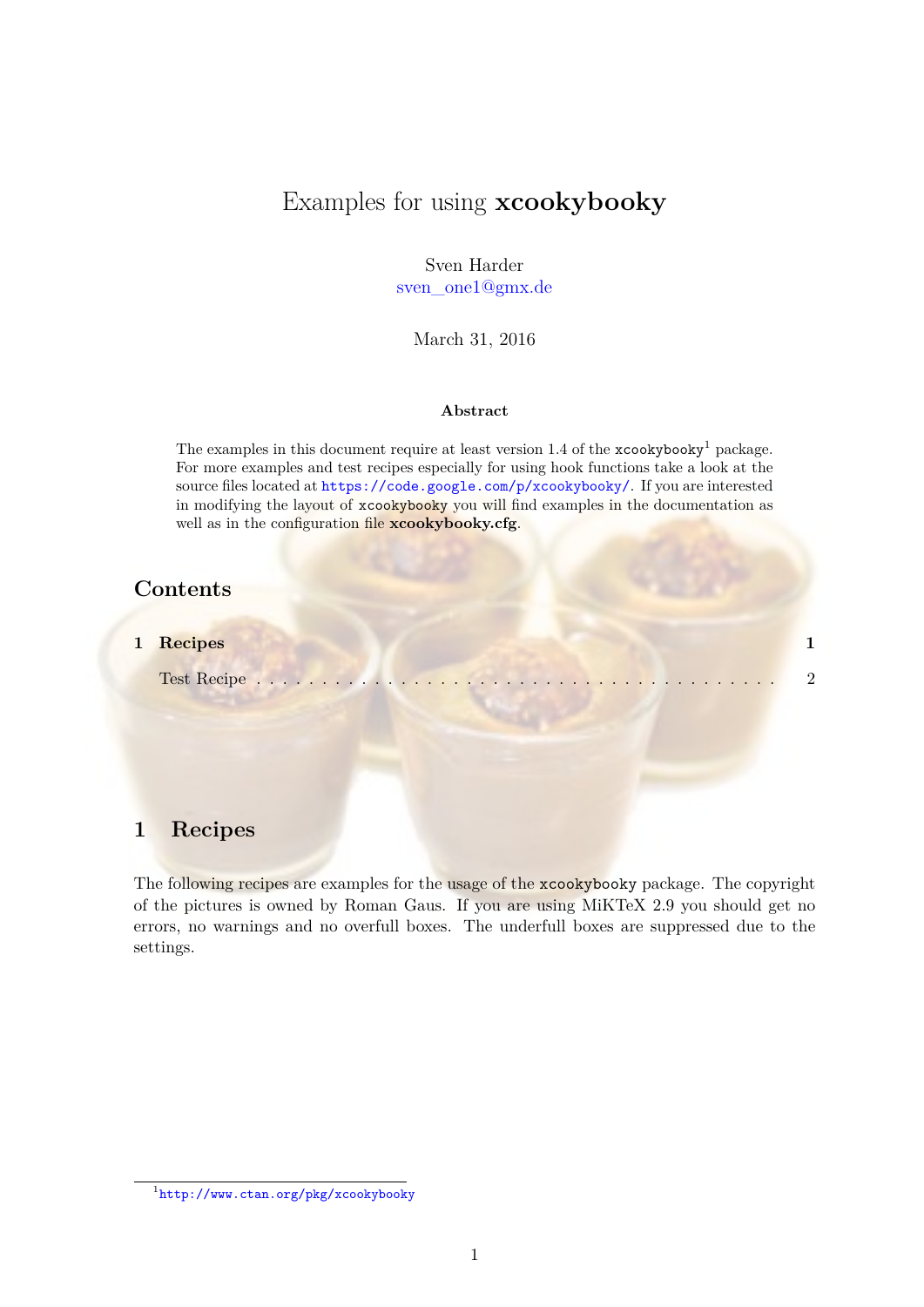# Examples for using **xcookybooky**

Sven Harder
sven_one1@gmx.de

March 31, 2016

**Abstract**

The examples in this document require at least version 1.4 of the `xcookybooky`[1] package. For more examples and test recipes especially for using hook functions take a look at the source files located at `https://code.google.com/p/xcookybooky/`. If you are interested in modifying the layout of `xcookybooky` you will find examples in the documentation as well as in the configuration file **xcookybooky.cfg**.

## Contents

**1 Recipes** **1**

Test Recipe . . . . . . . . . . . . . . . . . . . . . . . . . . . . . . . . . . . . . . . 2

## 1 Recipes

The following recipes are examples for the usage of the `xcookybooky` package. The copyright of the pictures is owned by Roman Gaus. If you are using MiKTeX 2.9 you should get no errors, no warnings and no overfull boxes. The underfull boxes are suppressed due to the settings.

[1] `http://www.ctan.org/pkg/xcookybooky`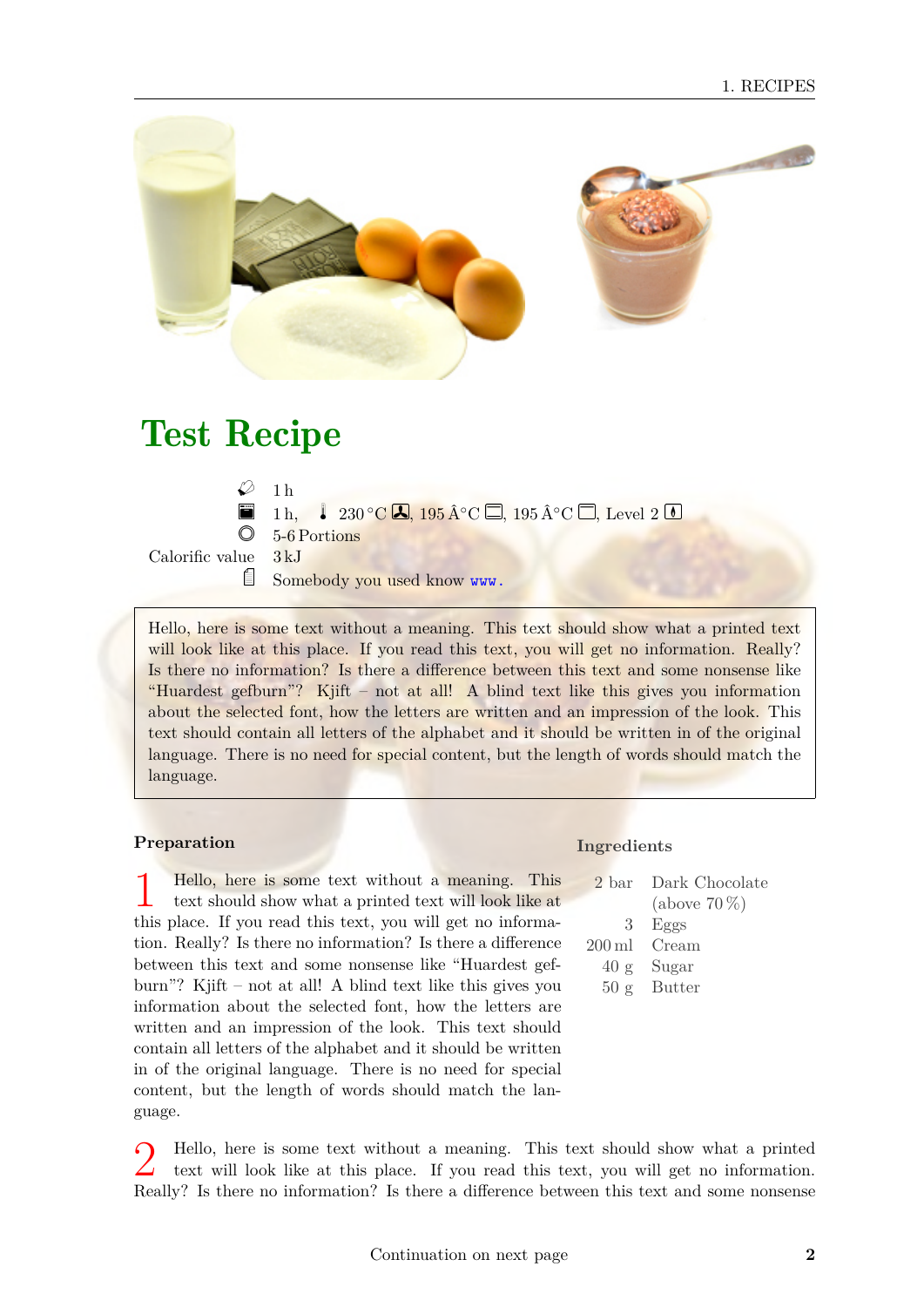# Test Recipe

| | |
|---|---|
| | 1 h |
| | 1 h, 230 °C, 195 Â°C, 195 Â°C, Level 2 |
| | 5-6 Portions |
| Calorific value | 3 kJ |
| | Somebody you used know www. |

Hello, here is some text without a meaning. This text should show what a printed text will look like at this place. If you read this text, you will get no information. Really? Is there no information? Is there a difference between this text and some nonsense like "Huardest gefburn"? Kjift – not at all! A blind text like this gives you information about the selected font, how the letters are written and an impression of the look. This text should contain all letters of the alphabet and it should be written in of the original language. There is no need for special content, but the length of words should match the language.

### Preparation

1 Hello, here is some text without a meaning. This text should show what a printed text will look like at this place. If you read this text, you will get no information. Really? Is there no information? Is there a difference between this text and some nonsense like "Huardest gefburn"? Kjift – not at all! A blind text like this gives you information about the selected font, how the letters are written and an impression of the look. This text should contain all letters of the alphabet and it should be written in of the original language. There is no need for special content, but the length of words should match the language.

### Ingredients

| | |
|---|---|
| 2 bar | Dark Chocolate (above 70 %) |
| 3 | Eggs |
| 200 ml | Cream |
| 40 g | Sugar |
| 50 g | Butter |

2 Hello, here is some text without a meaning. This text should show what a printed text will look like at this place. If you read this text, you will get no information. Really? Is there no information? Is there a difference between this text and some nonsense

Continuation on next page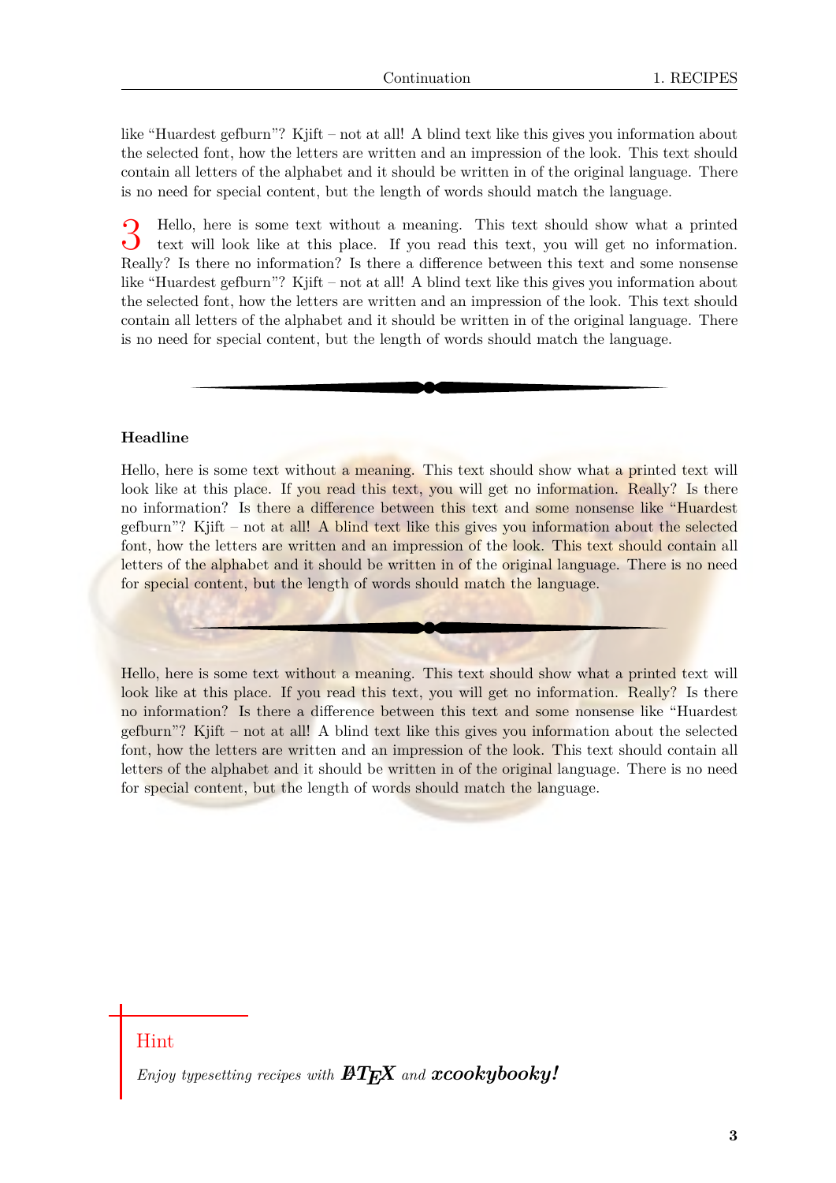like “Huardest gefburn”? Kjift – not at all! A blind text like this gives you information about the selected font, how the letters are written and an impression of the look. This text should contain all letters of the alphabet and it should be written in of the original language. There is no need for special content, but the length of words should match the language.

3 Hello, here is some text without a meaning. This text should show what a printed text will look like at this place. If you read this text, you will get no information. Really? Is there no information? Is there a difference between this text and some nonsense like “Huardest gefburn”? Kjift – not at all! A blind text like this gives you information about the selected font, how the letters are written and an impression of the look. This text should contain all letters of the alphabet and it should be written in of the original language. There is no need for special content, but the length of words should match the language.

**Headline**

Hello, here is some text without a meaning. This text should show what a printed text will look like at this place. If you read this text, you will get no information. Really? Is there no information? Is there a difference between this text and some nonsense like “Huardest gefburn”? Kjift – not at all! A blind text like this gives you information about the selected font, how the letters are written and an impression of the look. This text should contain all letters of the alphabet and it should be written in of the original language. There is no need for special content, but the length of words should match the language.

Hello, here is some text without a meaning. This text should show what a printed text will look like at this place. If you read this text, you will get no information. Really? Is there no information? Is there a difference between this text and some nonsense like “Huardest gefburn”? Kjift – not at all! A blind text like this gives you information about the selected font, how the letters are written and an impression of the look. This text should contain all letters of the alphabet and it should be written in of the original language. There is no need for special content, but the length of words should match the language.

Hint

*Enjoy typesetting recipes with* ***LaTeX*** *and* ***xcookybooky!***